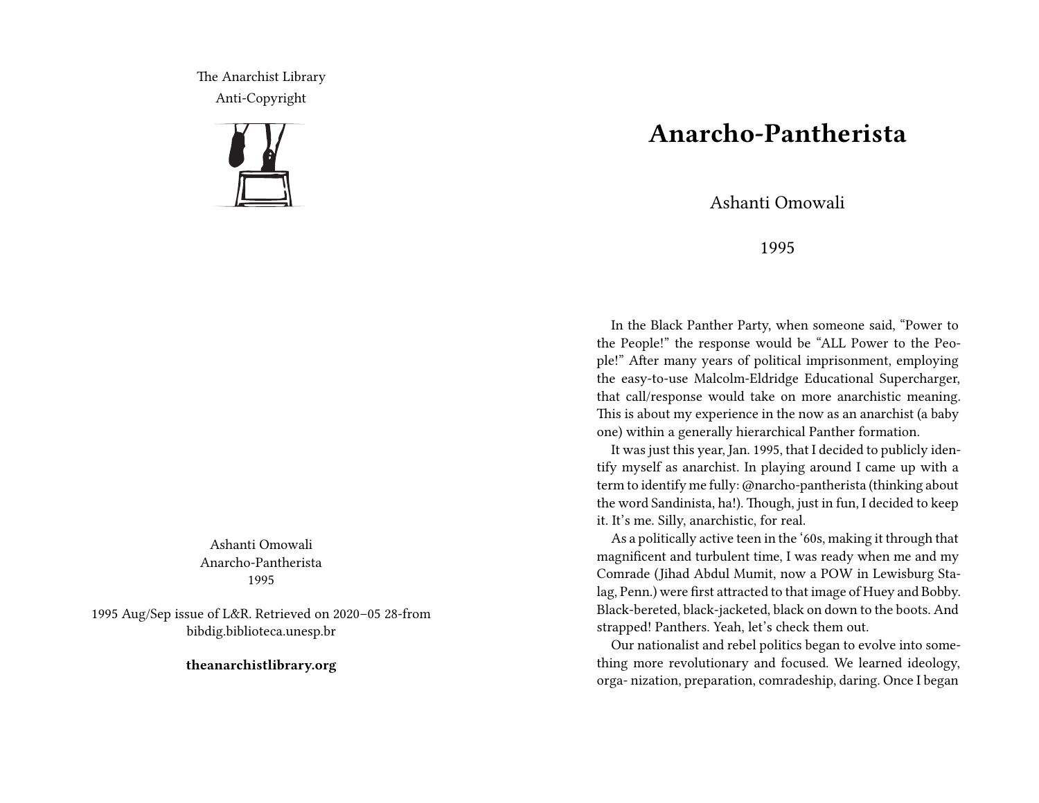The Anarchist Library
Anti-Copyright

Ashanti Omowali
Anarcho-Pantherista
1995

1995 Aug/Sep issue of L&R. Retrieved on 2020–05 28-from bibdig.biblioteca.unesp.br

**theanarchistlibrary.org**

# Anarcho-Pantherista

Ashanti Omowali

1995

In the Black Panther Party, when someone said, "Power to the People!" the response would be "ALL Power to the People!" After many years of political imprisonment, employing the easy-to-use Malcolm-Eldridge Educational Supercharger, that call/response would take on more anarchistic meaning. This is about my experience in the now as an anarchist (a baby one) within a generally hierarchical Panther formation.

It was just this year, Jan. 1995, that I decided to publicly identify myself as anarchist. In playing around I came up with a term to identify me fully: @narcho-pantherista (thinking about the word Sandinista, ha!). Though, just in fun, I decided to keep it. It's me. Silly, anarchistic, for real.

As a politically active teen in the '60s, making it through that magnificent and turbulent time, I was ready when me and my Comrade (Jihad Abdul Mumit, now a POW in Lewisburg Stalag, Penn.) were first attracted to that image of Huey and Bobby. Black-bereted, black-jacketed, black on down to the boots. And strapped! Panthers. Yeah, let's check them out.

Our nationalist and rebel politics began to evolve into something more revolutionary and focused. We learned ideology, orga- nization, preparation, comradeship, daring. Once I began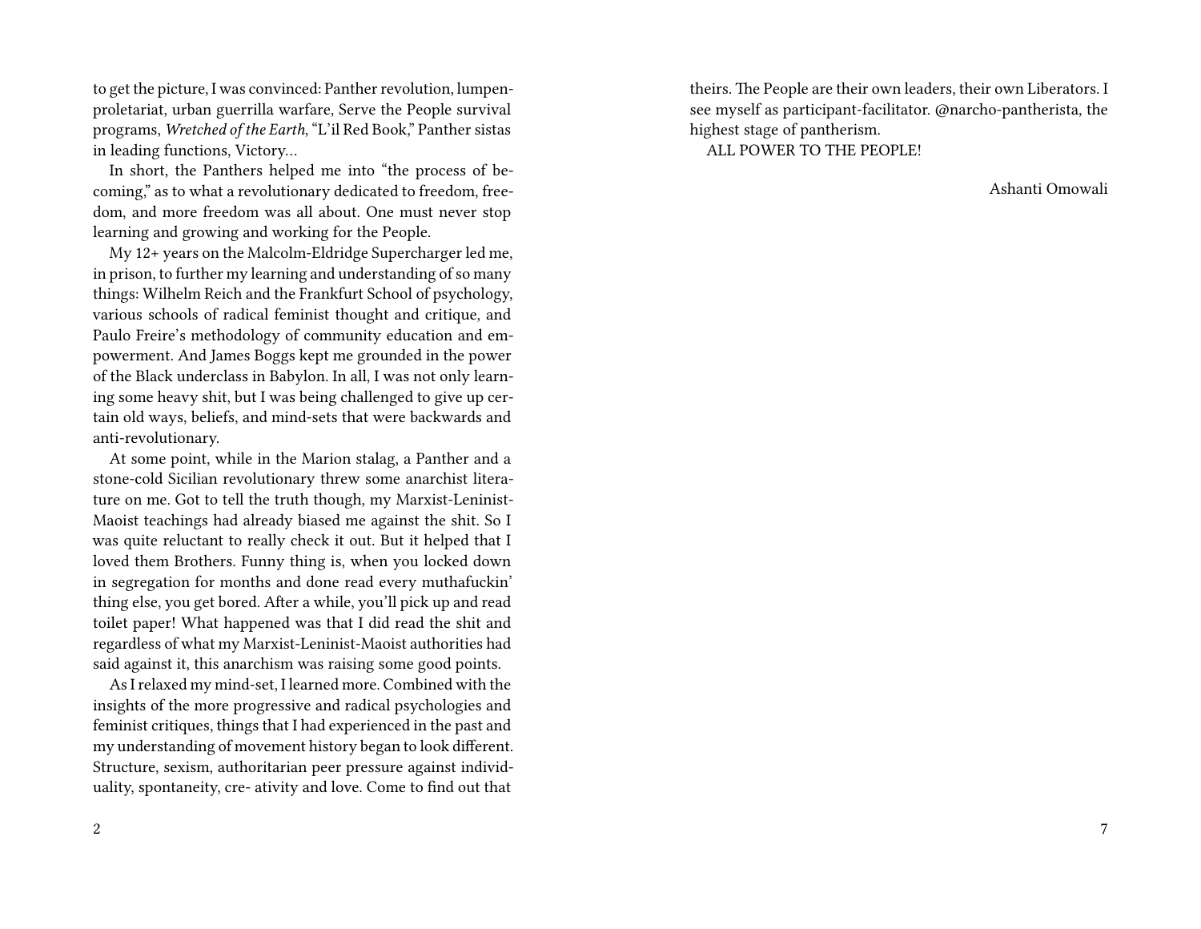to get the picture, I was convinced: Panther revolution, lumpenproletariat, urban guerrilla warfare, Serve the People survival programs, *Wretched of the Earth*, "L'il Red Book," Panther sistas in leading functions, Victory…

In short, the Panthers helped me into "the process of becoming," as to what a revolutionary dedicated to freedom, freedom, and more freedom was all about. One must never stop learning and growing and working for the People.

My 12+ years on the Malcolm-Eldridge Supercharger led me, in prison, to further my learning and understanding of so many things: Wilhelm Reich and the Frankfurt School of psychology, various schools of radical feminist thought and critique, and Paulo Freire's methodology of community education and empowerment. And James Boggs kept me grounded in the power of the Black underclass in Babylon. In all, I was not only learning some heavy shit, but I was being challenged to give up certain old ways, beliefs, and mind-sets that were backwards and anti-revolutionary.

At some point, while in the Marion stalag, a Panther and a stone-cold Sicilian revolutionary threw some anarchist literature on me. Got to tell the truth though, my Marxist-Leninist-Maoist teachings had already biased me against the shit. So I was quite reluctant to really check it out. But it helped that I loved them Brothers. Funny thing is, when you locked down in segregation for months and done read every muthafuckin' thing else, you get bored. After a while, you'll pick up and read toilet paper! What happened was that I did read the shit and regardless of what my Marxist-Leninist-Maoist authorities had said against it, this anarchism was raising some good points.

As I relaxed my mind-set, I learned more. Combined with the insights of the more progressive and radical psychologies and feminist critiques, things that I had experienced in the past and my understanding of movement history began to look different. Structure, sexism, authoritarian peer pressure against individuality, spontaneity, creativity and love. Come to find out that

theirs. The People are their own leaders, their own Liberators. I see myself as participant-facilitator. @narcho-pantherista, the highest stage of pantherism.

ALL POWER TO THE PEOPLE!

Ashanti Omowali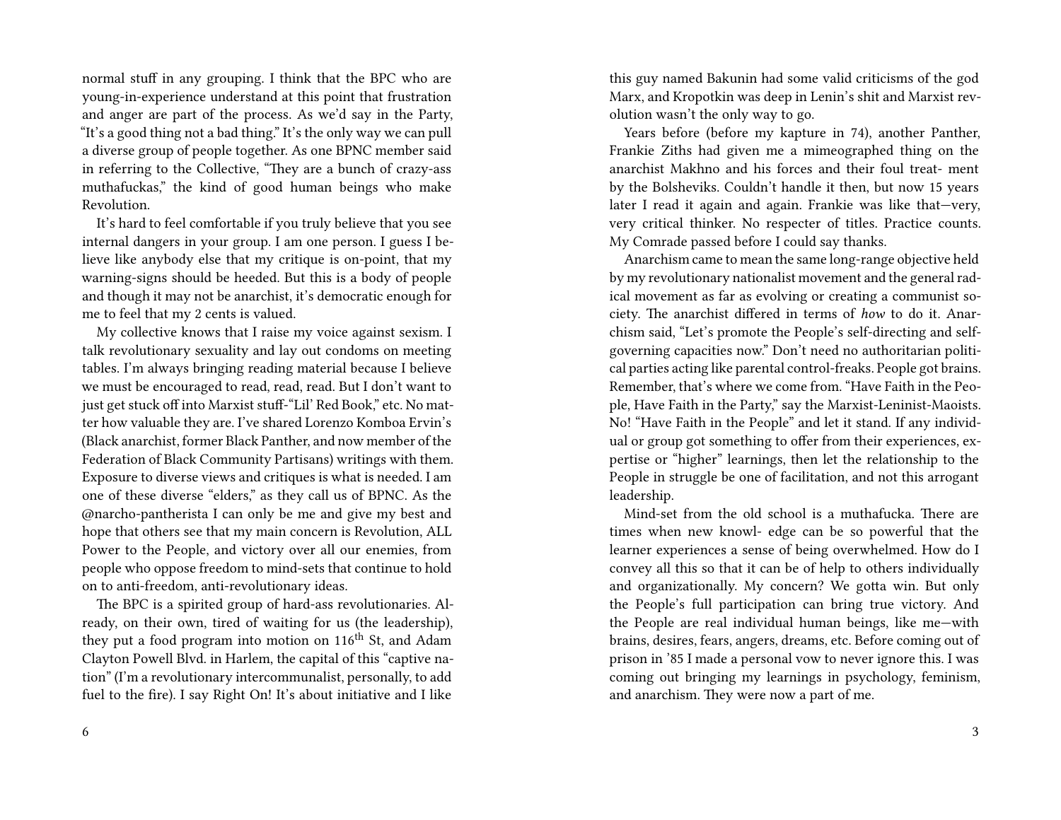normal stuff in any grouping. I think that the BPC who are young-in-experience understand at this point that frustration and anger are part of the process. As we'd say in the Party, "It's a good thing not a bad thing." It's the only way we can pull a diverse group of people together. As one BPNC member said in referring to the Collective, "They are a bunch of crazy-ass muthafuckas," the kind of good human beings who make Revolution.

It's hard to feel comfortable if you truly believe that you see internal dangers in your group. I am one person. I guess I believe like anybody else that my critique is on-point, that my warning-signs should be heeded. But this is a body of people and though it may not be anarchist, it's democratic enough for me to feel that my 2 cents is valued.

My collective knows that I raise my voice against sexism. I talk revolutionary sexuality and lay out condoms on meeting tables. I'm always bringing reading material because I believe we must be encouraged to read, read, read. But I don't want to just get stuck off into Marxist stuff-"Lil' Red Book," etc. No matter how valuable they are. I've shared Lorenzo Komboa Ervin's (Black anarchist, former Black Panther, and now member of the Federation of Black Community Partisans) writings with them. Exposure to diverse views and critiques is what is needed. I am one of these diverse "elders," as they call us of BPNC. As the @narcho-pantherista I can only be me and give my best and hope that others see that my main concern is Revolution, ALL Power to the People, and victory over all our enemies, from people who oppose freedom to mind-sets that continue to hold on to anti-freedom, anti-revolutionary ideas.

The BPC is a spirited group of hard-ass revolutionaries. Already, on their own, tired of waiting for us (the leadership), they put a food program into motion on 116th St, and Adam Clayton Powell Blvd. in Harlem, the capital of this "captive nation" (I'm a revolutionary intercommunalist, personally, to add fuel to the fire). I say Right On! It's about initiative and I like

this guy named Bakunin had some valid criticisms of the god Marx, and Kropotkin was deep in Lenin's shit and Marxist revolution wasn't the only way to go.

Years before (before my kapture in 74), another Panther, Frankie Ziths had given me a mimeographed thing on the anarchist Makhno and his forces and their foul treatment by the Bolsheviks. Couldn't handle it then, but now 15 years later I read it again and again. Frankie was like that—very, very critical thinker. No respecter of titles. Practice counts. My Comrade passed before I could say thanks.

Anarchism came to mean the same long-range objective held by my revolutionary nationalist movement and the general radical movement as far as evolving or creating a communist society. The anarchist differed in terms of *how* to do it. Anarchism said, "Let's promote the People's self-directing and self-governing capacities now." Don't need no authoritarian political parties acting like parental control-freaks. People got brains. Remember, that's where we come from. "Have Faith in the People, Have Faith in the Party," say the Marxist-Leninist-Maoists. No! "Have Faith in the People" and let it stand. If any individual or group got something to offer from their experiences, expertise or "higher" learnings, then let the relationship to the People in struggle be one of facilitation, and not this arrogant leadership.

Mind-set from the old school is a muthafucka. There are times when new knowledge can be so powerful that the learner experiences a sense of being overwhelmed. How do I convey all this so that it can be of help to others individually and organizationally. My concern? We gotta win. But only the People's full participation can bring true victory. And the People are real individual human beings, like me—with brains, desires, fears, angers, dreams, etc. Before coming out of prison in '85 I made a personal vow to never ignore this. I was coming out bringing my learnings in psychology, feminism, and anarchism. They were now a part of me.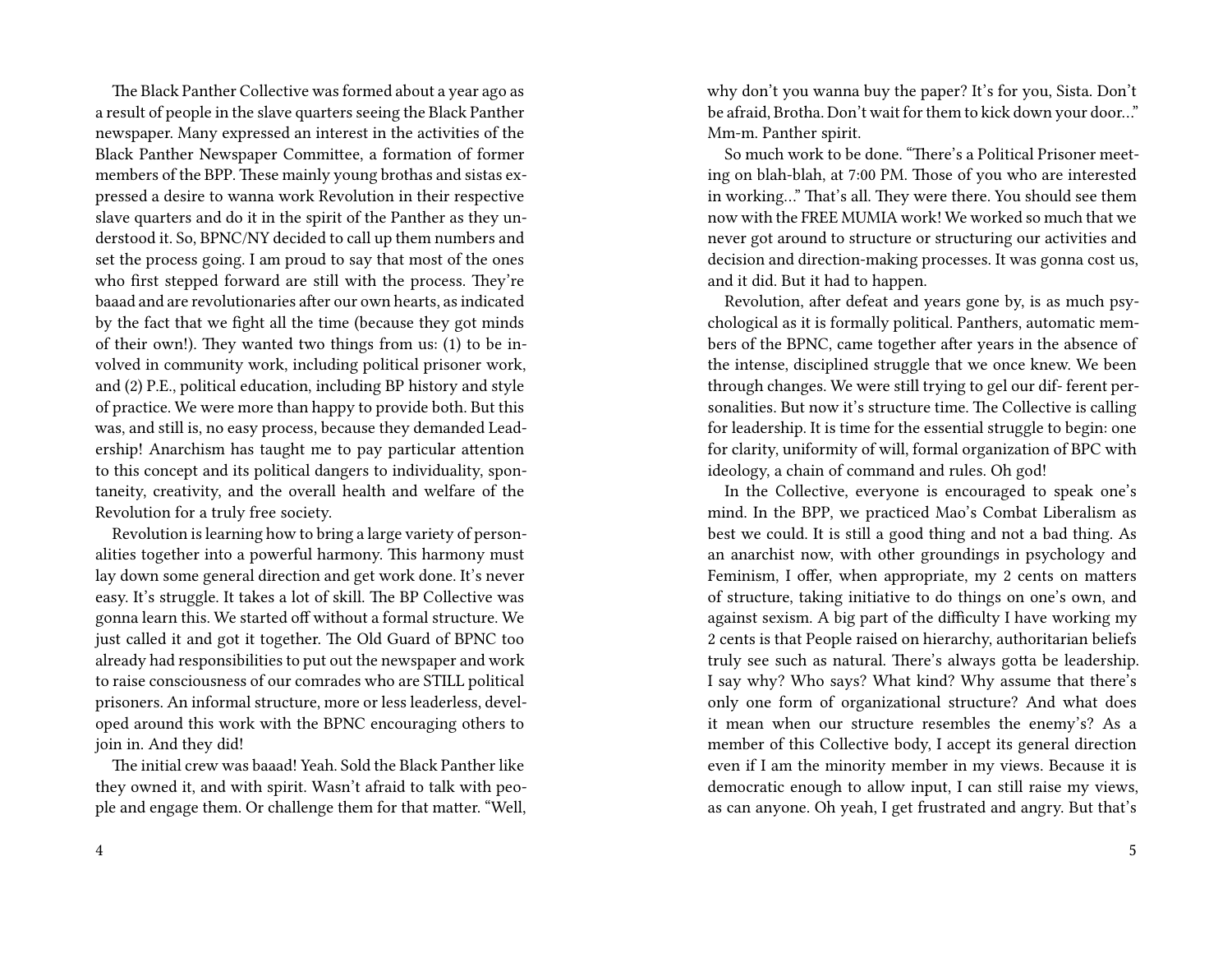The Black Panther Collective was formed about a year ago as a result of people in the slave quarters seeing the Black Panther newspaper. Many expressed an interest in the activities of the Black Panther Newspaper Committee, a formation of former members of the BPP. These mainly young brothas and sistas expressed a desire to wanna work Revolution in their respective slave quarters and do it in the spirit of the Panther as they understood it. So, BPNC/NY decided to call up them numbers and set the process going. I am proud to say that most of the ones who first stepped forward are still with the process. They're baaad and are revolutionaries after our own hearts, as indicated by the fact that we fight all the time (because they got minds of their own!). They wanted two things from us: (1) to be involved in community work, including political prisoner work, and (2) P.E., political education, including BP history and style of practice. We were more than happy to provide both. But this was, and still is, no easy process, because they demanded Leadership! Anarchism has taught me to pay particular attention to this concept and its political dangers to individuality, spontaneity, creativity, and the overall health and welfare of the Revolution for a truly free society.

Revolution is learning how to bring a large variety of personalities together into a powerful harmony. This harmony must lay down some general direction and get work done. It's never easy. It's struggle. It takes a lot of skill. The BP Collective was gonna learn this. We started off without a formal structure. We just called it and got it together. The Old Guard of BPNC too already had responsibilities to put out the newspaper and work to raise consciousness of our comrades who are STILL political prisoners. An informal structure, more or less leaderless, developed around this work with the BPNC encouraging others to join in. And they did!

The initial crew was baaad! Yeah. Sold the Black Panther like they owned it, and with spirit. Wasn't afraid to talk with people and engage them. Or challenge them for that matter. "Well, why don't you wanna buy the paper? It's for you, Sista. Don't be afraid, Brotha. Don't wait for them to kick down your door..." Mm-m. Panther spirit.

So much work to be done. "There's a Political Prisoner meeting on blah-blah, at 7:00 PM. Those of you who are interested in working..." That's all. They were there. You should see them now with the FREE MUMIA work! We worked so much that we never got around to structure or structuring our activities and decision and direction-making processes. It was gonna cost us, and it did. But it had to happen.

Revolution, after defeat and years gone by, is as much psychological as it is formally political. Panthers, automatic members of the BPNC, came together after years in the absence of the intense, disciplined struggle that we once knew. We been through changes. We were still trying to gel our different personalities. But now it's structure time. The Collective is calling for leadership. It is time for the essential struggle to begin: one for clarity, uniformity of will, formal organization of BPC with ideology, a chain of command and rules. Oh god!

In the Collective, everyone is encouraged to speak one's mind. In the BPP, we practiced Mao's Combat Liberalism as best we could. It is still a good thing and not a bad thing. As an anarchist now, with other groundings in psychology and Feminism, I offer, when appropriate, my 2 cents on matters of structure, taking initiative to do things on one's own, and against sexism. A big part of the difficulty I have working my 2 cents is that People raised on hierarchy, authoritarian beliefs truly see such as natural. There's always gotta be leadership. I say why? Who says? What kind? Why assume that there's only one form of organizational structure? And what does it mean when our structure resembles the enemy's? As a member of this Collective body, I accept its general direction even if I am the minority member in my views. Because it is democratic enough to allow input, I can still raise my views, as can anyone. Oh yeah, I get frustrated and angry. But that's